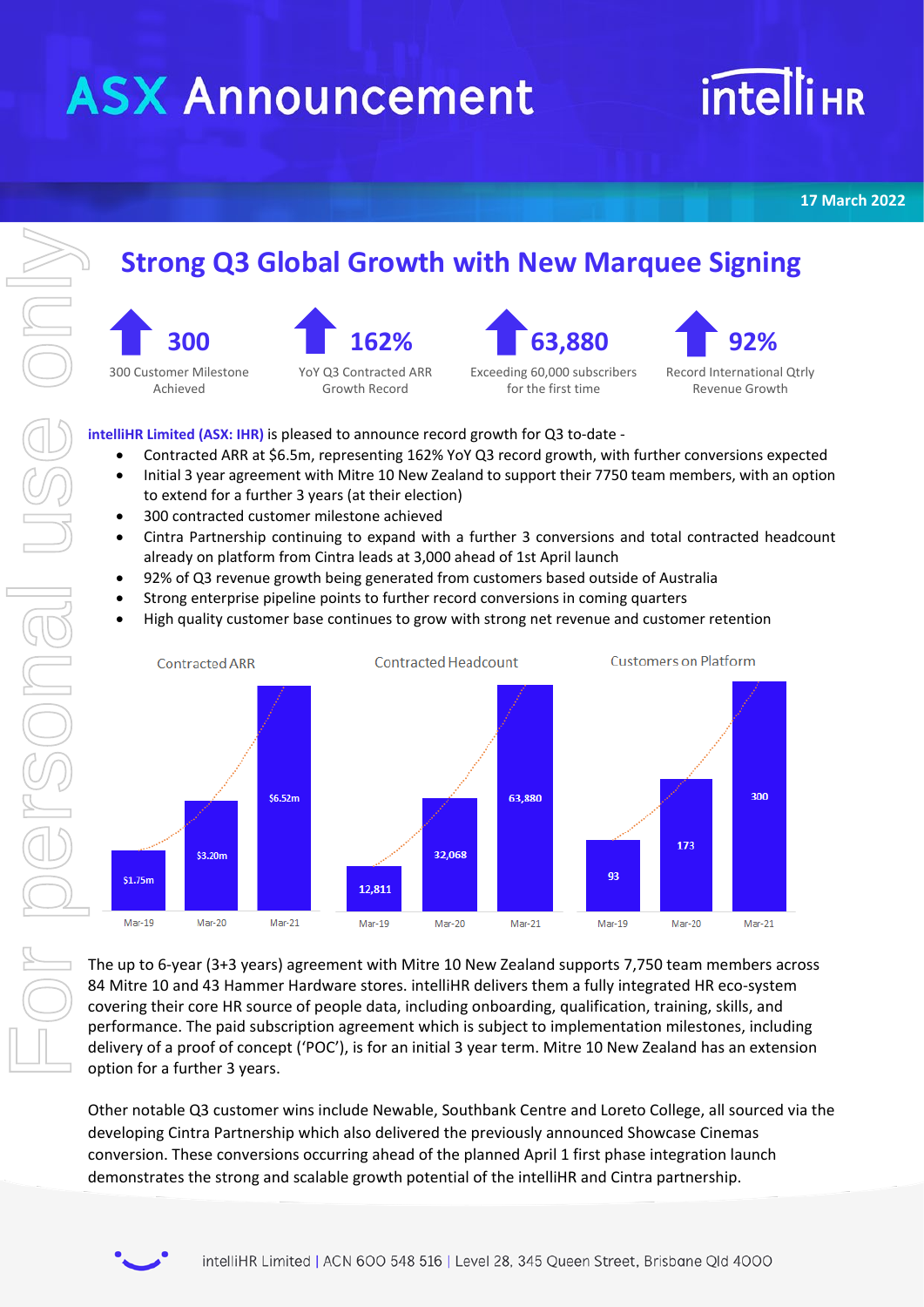# ASX Announcement

17 March 2022

## Strong Q3 Global Growth with New Marquee Signing

**300** — 300 Customer Milestone Achieved

**162%** — YoY Q3 Contracted ARR Growth Record

**63,880** — Exceeding 60,000 subscribers for the first time

**92%** — Record International Qtrly Revenue Growth

**intelliHR Limited (ASX: IHR)** is pleased to announce record growth for Q3 to-date -

- Contracted ARR at $6.5m, representing 162% YoY Q3 record growth, with further conversions expected
- Initial 3 year agreement with Mitre 10 New Zealand to support their 7750 team members, with an option to extend for a further 3 years (at their election)
- 300 contracted customer milestone achieved
- Cintra Partnership continuing to expand with a further 3 conversions and total contracted headcount already on platform from Cintra leads at 3,000 ahead of 1st April launch
- 92% of Q3 revenue growth being generated from customers based outside of Australia
- Strong enterprise pipeline points to further record conversions in coming quarters
- High quality customer base continues to grow with strong net revenue and customer retention

| | Contracted ARR | Contracted Headcount | Customers on Platform |
|---|---|---|---|
| Mar-19 | $1.75m | 12,811 | 93 |
| Mar-20 | $3.20m | 32,068 | 173 |
| Mar-21 | $6.52m | 63,880 | 300 |

The up to 6-year (3+3 years) agreement with Mitre 10 New Zealand supports 7,750 team members across 84 Mitre 10 and 43 Hammer Hardware stores. intelliHR delivers them a fully integrated HR eco-system covering their core HR source of people data, including onboarding, qualification, training, skills, and performance. The paid subscription agreement which is subject to implementation milestones, including delivery of a proof of concept ('POC'), is for an initial 3 year term. Mitre 10 New Zealand has an extension option for a further 3 years.

Other notable Q3 customer wins include Newable, Southbank Centre and Loreto College, all sourced via the developing Cintra Partnership which also delivered the previously announced Showcase Cinemas conversion. These conversions occurring ahead of the planned April 1 first phase integration launch demonstrates the strong and scalable growth potential of the intelliHR and Cintra partnership.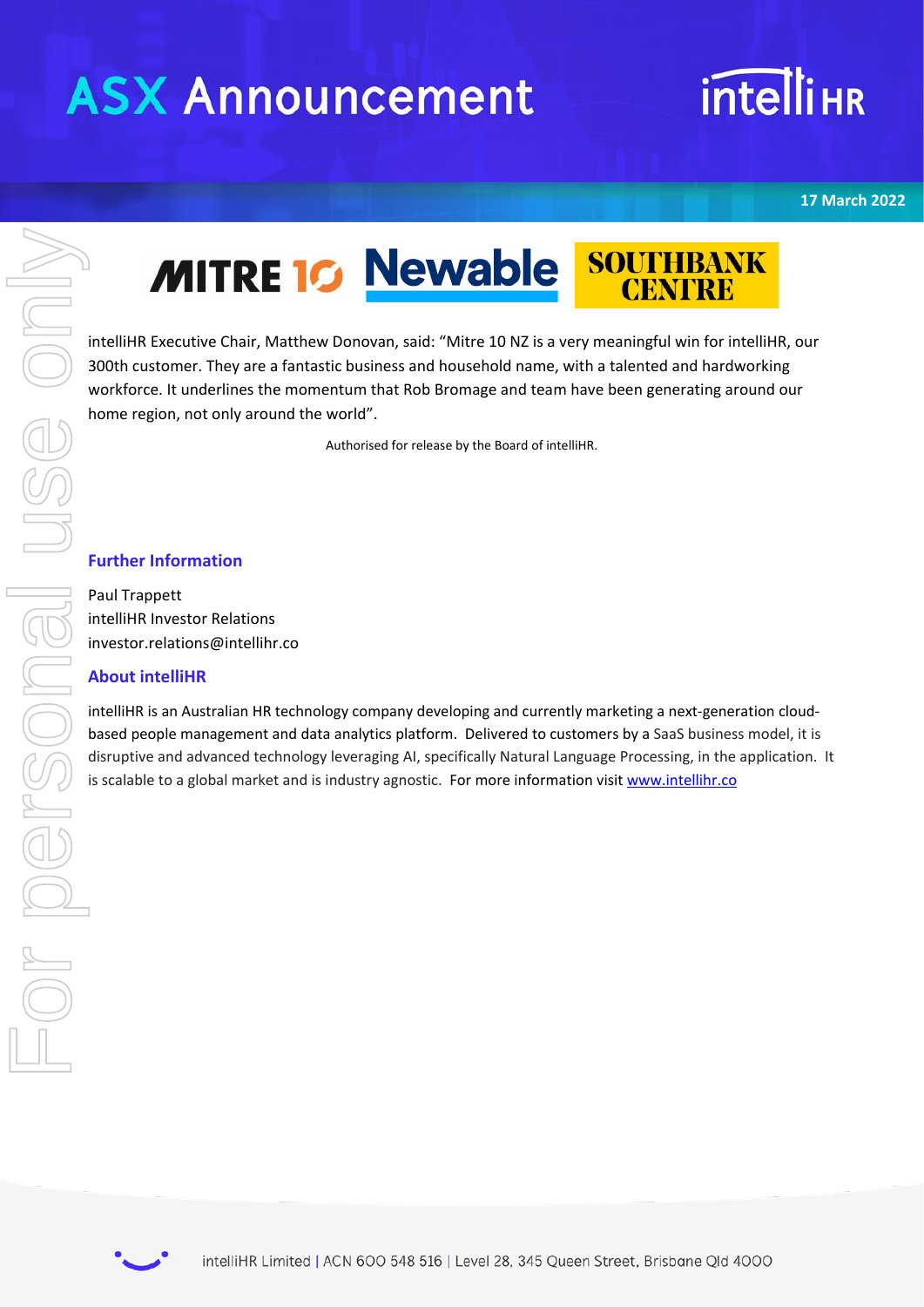intelliHR Executive Chair, Matthew Donovan, said: "Mitre 10 NZ is a very meaningful win for intelliHR, our 300th customer. They are a fantastic business and household name, with a talented and hardworking workforce. It underlines the momentum that Rob Bromage and team have been generating around our home region, not only around the world".

Authorised for release by the Board of intelliHR.

## Further Information

Paul Trappett
intelliHR Investor Relations
investor.relations@intellihr.co

## About intelliHR

intelliHR is an Australian HR technology company developing and currently marketing a next-generation cloud-based people management and data analytics platform. Delivered to customers by a SaaS business model, it is disruptive and advanced technology leveraging AI, specifically Natural Language Processing, in the application. It is scalable to a global market and is industry agnostic. For more information visit [www.intellihr.co](www.intellihr.co)